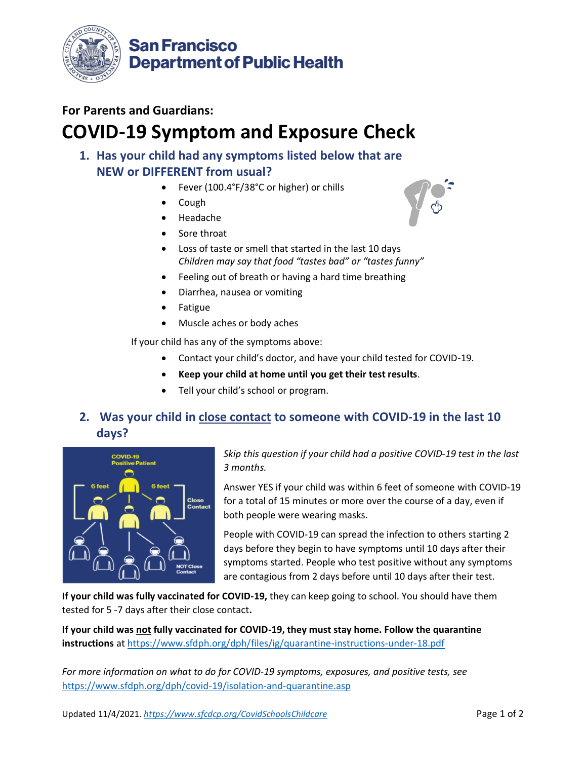San Francisco Department of Public Health

**For Parents and Guardians:**

# COVID-19 Symptom and Exposure Check

## 1. Has your child had any symptoms listed below that are NEW or DIFFERENT from usual?

- Fever (100.4°F/38°C or higher) or chills
- Cough
- Headache
- Sore throat
- Loss of taste or smell that started in the last 10 days
  *Children may say that food "tastes bad" or "tastes funny"*
- Feeling out of breath or having a hard time breathing
- Diarrhea, nausea or vomiting
- Fatigue
- Muscle aches or body aches

If your child has any of the symptoms above:

- Contact your child's doctor, and have your child tested for COVID-19.
- **Keep your child at home until you get their test results**.
- Tell your child's school or program.

## 2. Was your child in close contact to someone with COVID-19 in the last 10 days?

*Skip this question if your child had a positive COVID-19 test in the last 3 months.*

Answer YES if your child was within 6 feet of someone with COVID-19 for a total of 15 minutes or more over the course of a day, even if both people were wearing masks.

People with COVID-19 can spread the infection to others starting 2 days before they begin to have symptoms until 10 days after their symptoms started. People who test positive without any symptoms are contagious from 2 days before until 10 days after their test.

**If your child was fully vaccinated for COVID-19,** they can keep going to school. You should have them tested for 5 -7 days after their close contact**.**

**If your child was not fully vaccinated for COVID-19, they must stay home. Follow the quarantine instructions** at https://www.sfdph.org/dph/files/ig/quarantine-instructions-under-18.pdf

*For more information on what to do for COVID-19 symptoms, exposures, and positive tests, see* https://www.sfdph.org/dph/covid-19/isolation-and-quarantine.asp

Updated 11/4/2021. *https://www.sfcdcp.org/CovidSchoolsChildcare*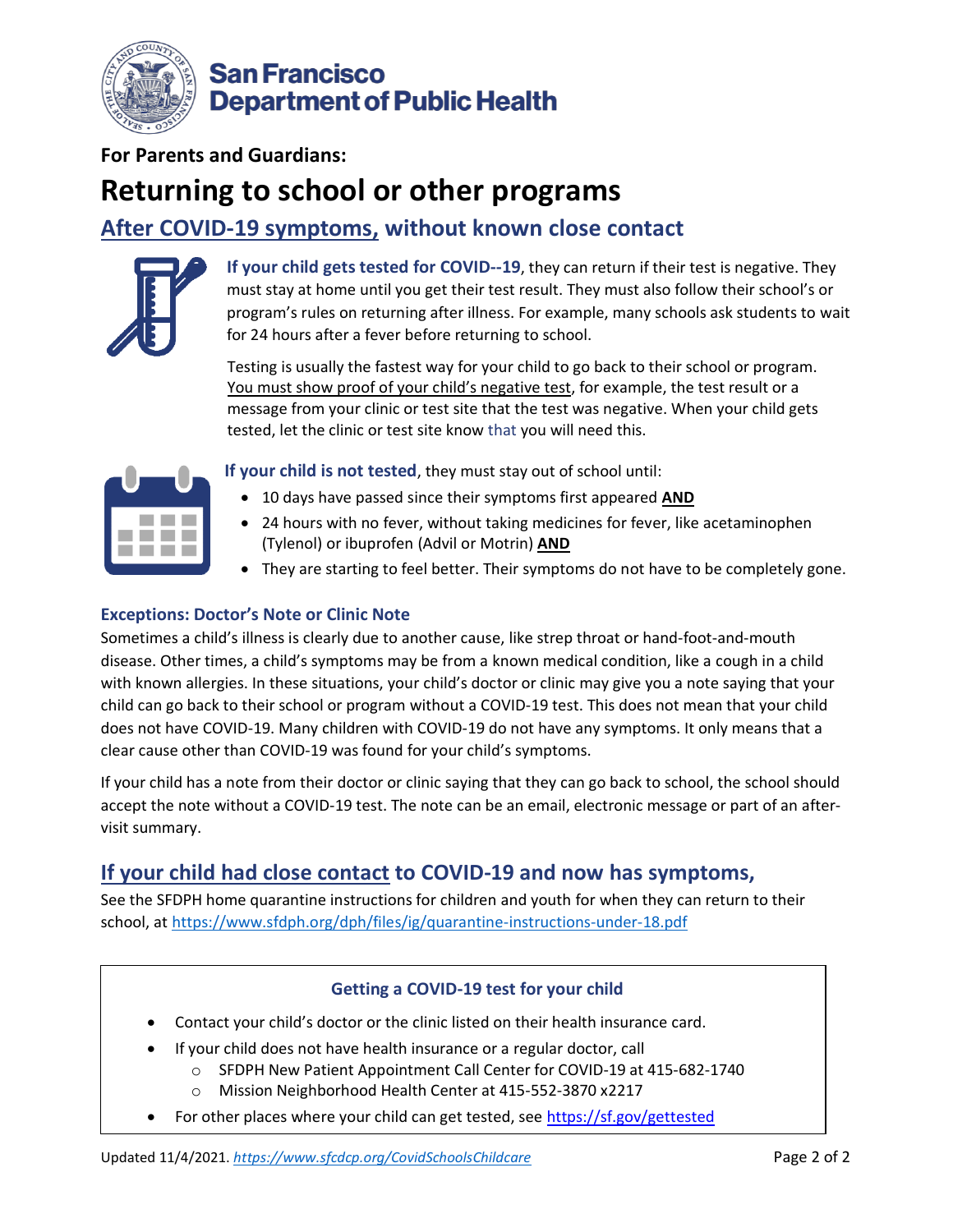San Francisco Department of Public Health

**For Parents and Guardians:**

# Returning to school or other programs

## After COVID-19 symptoms, without known close contact

**If your child gets tested for COVID--19**, they can return if their test is negative. They must stay at home until you get their test result. They must also follow their school's or program's rules on returning after illness. For example, many schools ask students to wait for 24 hours after a fever before returning to school.

Testing is usually the fastest way for your child to go back to their school or program. You must show proof of your child's negative test, for example, the test result or a message from your clinic or test site that the test was negative. When your child gets tested, let the clinic or test site know that you will need this.

**If your child is not tested**, they must stay out of school until:

- 10 days have passed since their symptoms first appeared **AND**
- 24 hours with no fever, without taking medicines for fever, like acetaminophen (Tylenol) or ibuprofen (Advil or Motrin) **AND**
- They are starting to feel better. Their symptoms do not have to be completely gone.

### Exceptions: Doctor's Note or Clinic Note

Sometimes a child's illness is clearly due to another cause, like strep throat or hand-foot-and-mouth disease. Other times, a child's symptoms may be from a known medical condition, like a cough in a child with known allergies. In these situations, your child's doctor or clinic may give you a note saying that your child can go back to their school or program without a COVID-19 test. This does not mean that your child does not have COVID-19. Many children with COVID-19 do not have any symptoms. It only means that a clear cause other than COVID-19 was found for your child's symptoms.

If your child has a note from their doctor or clinic saying that they can go back to school, the school should accept the note without a COVID-19 test. The note can be an email, electronic message or part of an after-visit summary.

## If your child had close contact to COVID-19 and now has symptoms,

See the SFDPH home quarantine instructions for children and youth for when they can return to their school, at https://www.sfdph.org/dph/files/ig/quarantine-instructions-under-18.pdf

### Getting a COVID-19 test for your child

- Contact your child's doctor or the clinic listed on their health insurance card.
- If your child does not have health insurance or a regular doctor, call
  - SFDPH New Patient Appointment Call Center for COVID-19 at 415-682-1740
  - Mission Neighborhood Health Center at 415-552-3870 x2217
- For other places where your child can get tested, see https://sf.gov/gettested

Updated 11/4/2021. *https://www.sfcdcp.org/CovidSchoolsChildcare*